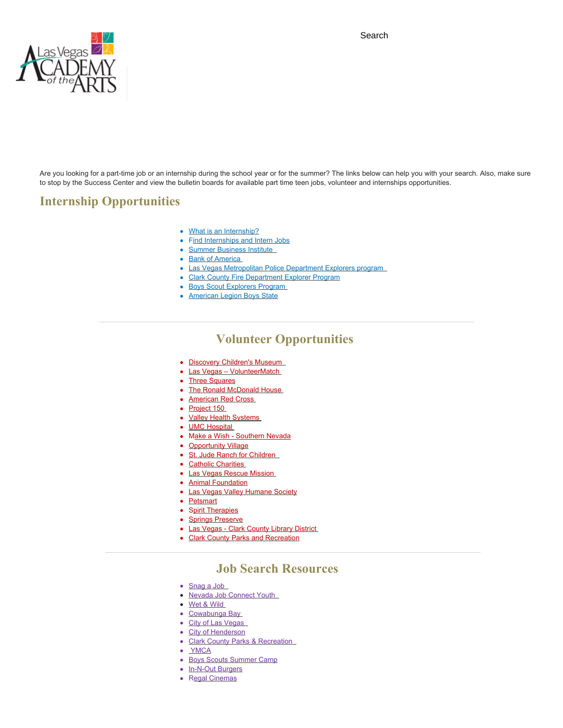Search

Are you looking for a part-time job or an internship during the school year or for the summer? The links below can help you with your search. Also, make sure to stop by the Success Center and view the bulletin boards for available part time teen jobs, volunteer and internships opportunities.

## Internship Opportunities

- What is an Internship?
- Find Internships and Intern Jobs
- Summer Business Institute
- Bank of America
- Las Vegas Metropolitan Police Department Explorers program
- Clark County Fire Department Explorer Program
- Boys Scout Explorers Program
- American Legion Boys State

---

## Volunteer Opportunities

- Discovery Children's Museum
- Las Vegas – VolunteerMatch
- Three Squares
- The Ronald McDonald House
- American Red Cross
- Project 150
- Valley Health Systems
- UMC Hospital
- Make a Wish - Southern Nevada
- Opportunity Village
- St. Jude Ranch for Children
- Catholic Charities
- Las Vegas Rescue Mission
- Animal Foundation
- Las Vegas Valley Humane Society
- Petsmart
- Spirit Therapies
- Springs Preserve
- Las Vegas - Clark County Library District
- Clark County Parks and Recreation

---

## Job Search Resources

- Snag a Job
- Nevada Job Connect Youth
- Wet & Wild
- Cowabunga Bay
- City of Las Vegas
- City of Henderson
- Clark County Parks & Recreation
- YMCA
- Boys Scouts Summer Camp
- In-N-Out Burgers
- Regal Cinemas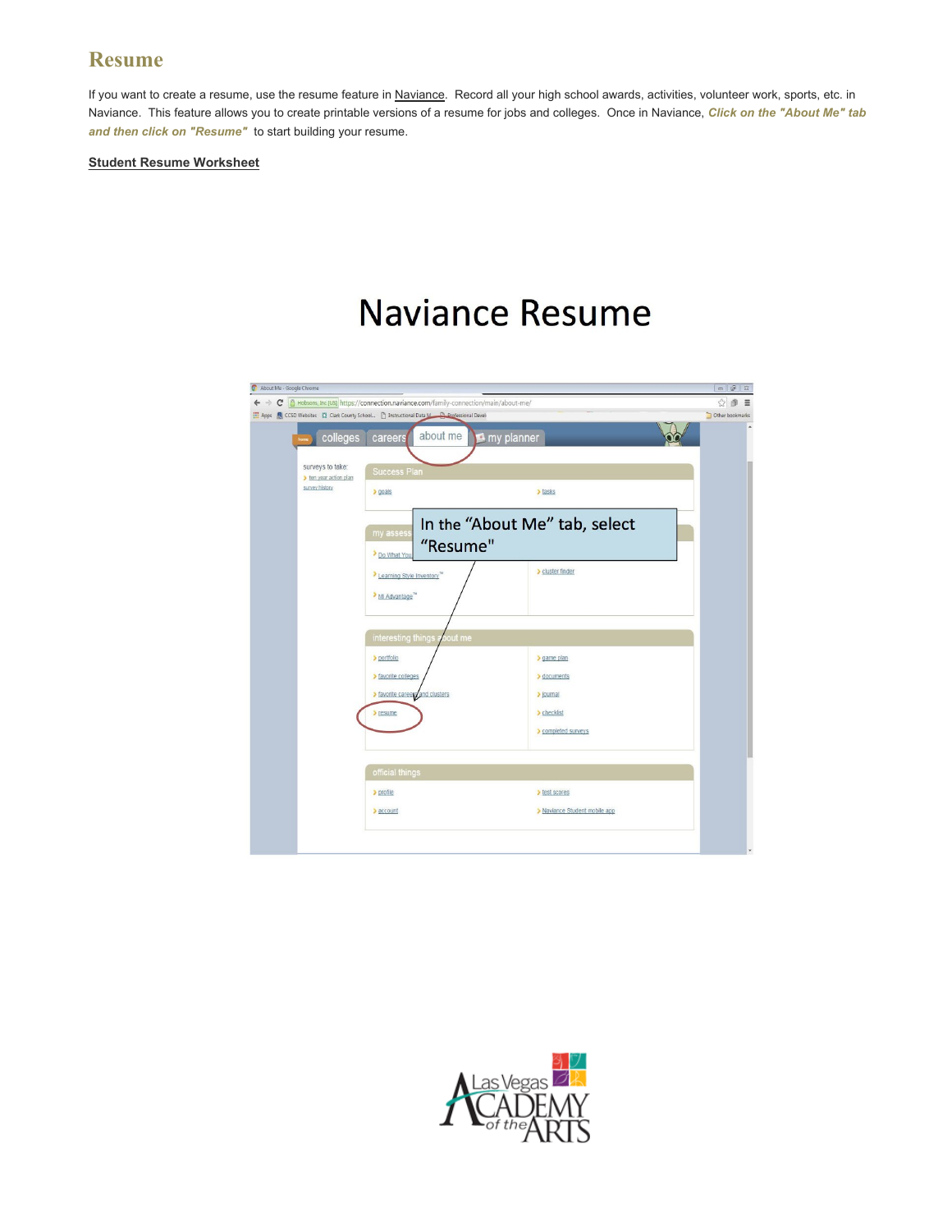# Resume

If you want to create a resume, use the resume feature in Naviance. Record all your high school awards, activities, volunteer work, sports, etc. in Naviance. This feature allows you to create printable versions of a resume for jobs and colleges. Once in Naviance, ***Click on the "About Me" tab and then click on "Resume"*** to start building your resume.

**Student Resume Worksheet**

## Naviance Resume

In the "About Me" tab, select "Resume"